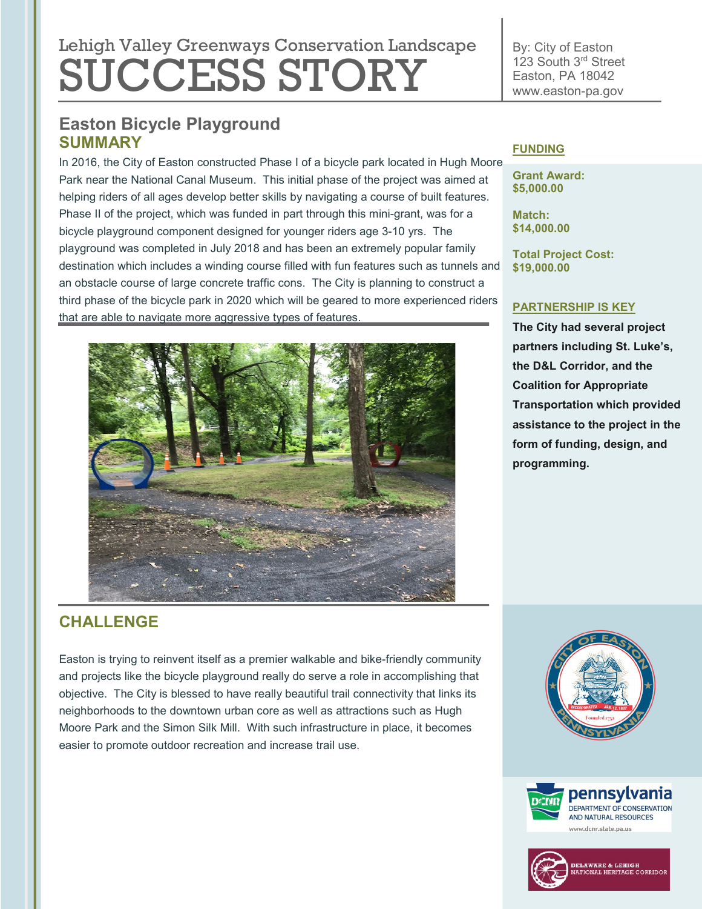Lehigh Valley Greenways Conservation Landscape

# SUCCESS STORY

By: City of Easton
123 South 3rd Street
Easton, PA 18042
www.easton-pa.gov

## Easton Bicycle Playground

## SUMMARY

In 2016, the City of Easton constructed Phase I of a bicycle park located in Hugh Moore Park near the National Canal Museum. This initial phase of the project was aimed at helping riders of all ages develop better skills by navigating a course of built features. Phase II of the project, which was funded in part through this mini-grant, was for a bicycle playground component designed for younger riders age 3-10 yrs. The playground was completed in July 2018 and has been an extremely popular family destination which includes a winding course filled with fun features such as tunnels and an obstacle course of large concrete traffic cons. The City is planning to construct a third phase of the bicycle park in 2020 which will be geared to more experienced riders that are able to navigate more aggressive types of features.

## CHALLENGE

Easton is trying to reinvent itself as a premier walkable and bike-friendly community and projects like the bicycle playground really do serve a role in accomplishing that objective. The City is blessed to have really beautiful trail connectivity that links its neighborhoods to the downtown urban core as well as attractions such as Hugh Moore Park and the Simon Silk Mill. With such infrastructure in place, it becomes easier to promote outdoor recreation and increase trail use.

## FUNDING

**Grant Award:**
**$5,000.00**

**Match:**
**$14,000.00**

**Total Project Cost:**
**$19,000.00**

## PARTNERSHIP IS KEY

**The City had several project partners including St. Luke's, the D&L Corridor, and the Coalition for Appropriate Transportation which provided assistance to the project in the form of funding, design, and programming.**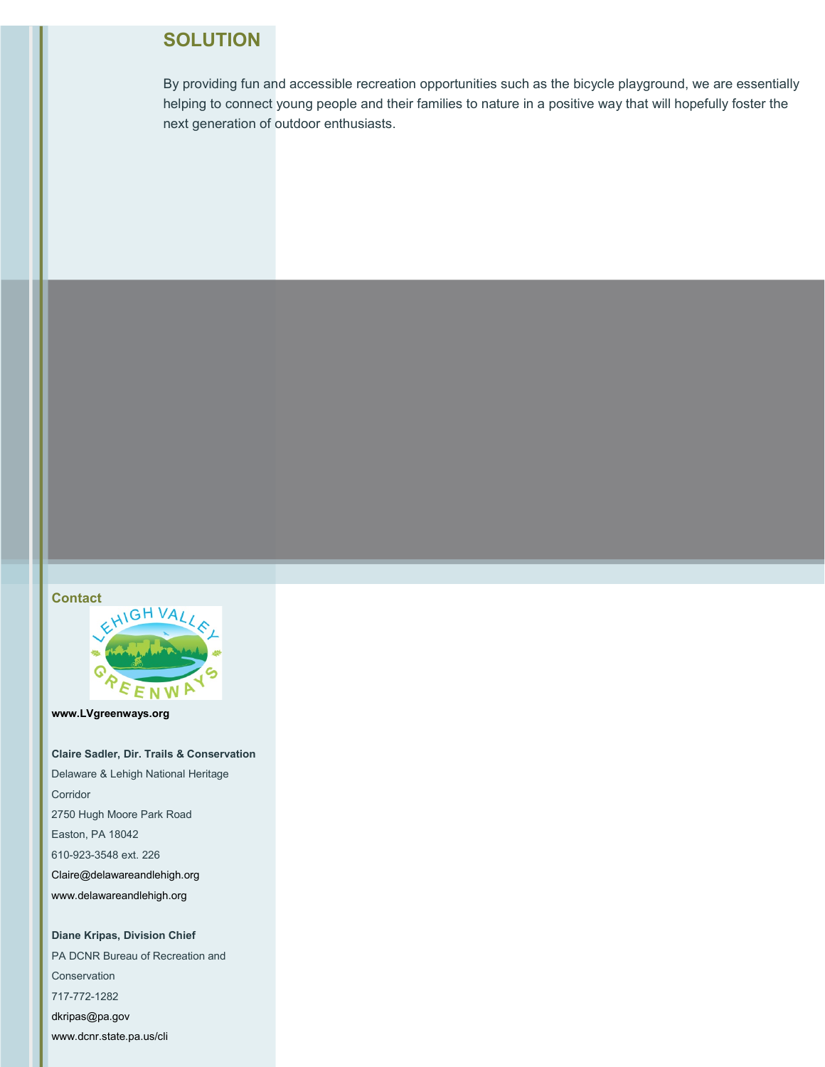## SOLUTION

By providing fun and accessible recreation opportunities such as the bicycle playground, we are essentially helping to connect young people and their families to nature in a positive way that will hopefully foster the next generation of outdoor enthusiasts.

### Contact

**www.LVgreenways.org**

**Claire Sadler, Dir. Trails & Conservation**
Delaware & Lehigh National Heritage Corridor
2750 Hugh Moore Park Road
Easton, PA 18042
610-923-3548 ext. 226
Claire@delawareandlehigh.org
www.delawareandlehigh.org

**Diane Kripas, Division Chief**
PA DCNR Bureau of Recreation and Conservation
717-772-1282
dkripas@pa.gov
www.dcnr.state.pa.us/cli